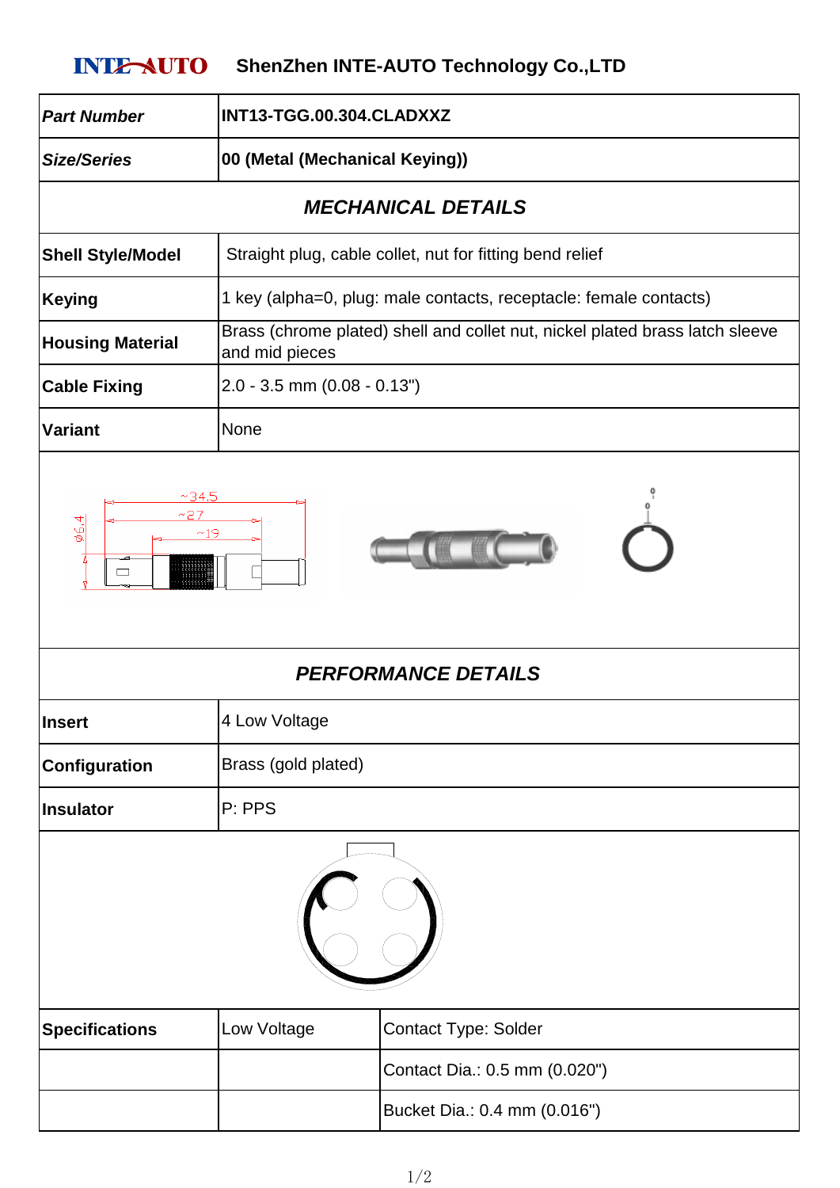**INTE-AUTO** **ShenZhen INTE-AUTO Technology Co.,LTD**

| *Part Number* | **INT13-TGG.00.304.CLADXXZ** |
|---|---|
| *Size/Series* | **00 (Metal (Mechanical Keying))** |

## *MECHANICAL DETAILS*

| | |
|---|---|
| **Shell Style/Model** | Straight plug, cable collet, nut for fitting bend relief |
| **Keying** | 1 key (alpha=0, plug: male contacts, receptacle: female contacts) |
| **Housing Material** | Brass (chrome plated) shell and collet nut, nickel plated brass latch sleeve and mid pieces |
| **Cable Fixing** | 2.0 - 3.5 mm (0.08 - 0.13") |
| **Variant** | None |

~34.5 ~27 ~19 φ6.4

## *PERFORMANCE DETAILS*

| | |
|---|---|
| **Insert** | 4 Low Voltage |
| **Configuration** | Brass (gold plated) |
| **Insulator** | P: PPS |

| | | |
|---|---|---|
| **Specifications** | Low Voltage | Contact Type: Solder |
| | | Contact Dia.: 0.5 mm (0.020") |
| | | Bucket Dia.: 0.4 mm (0.016") |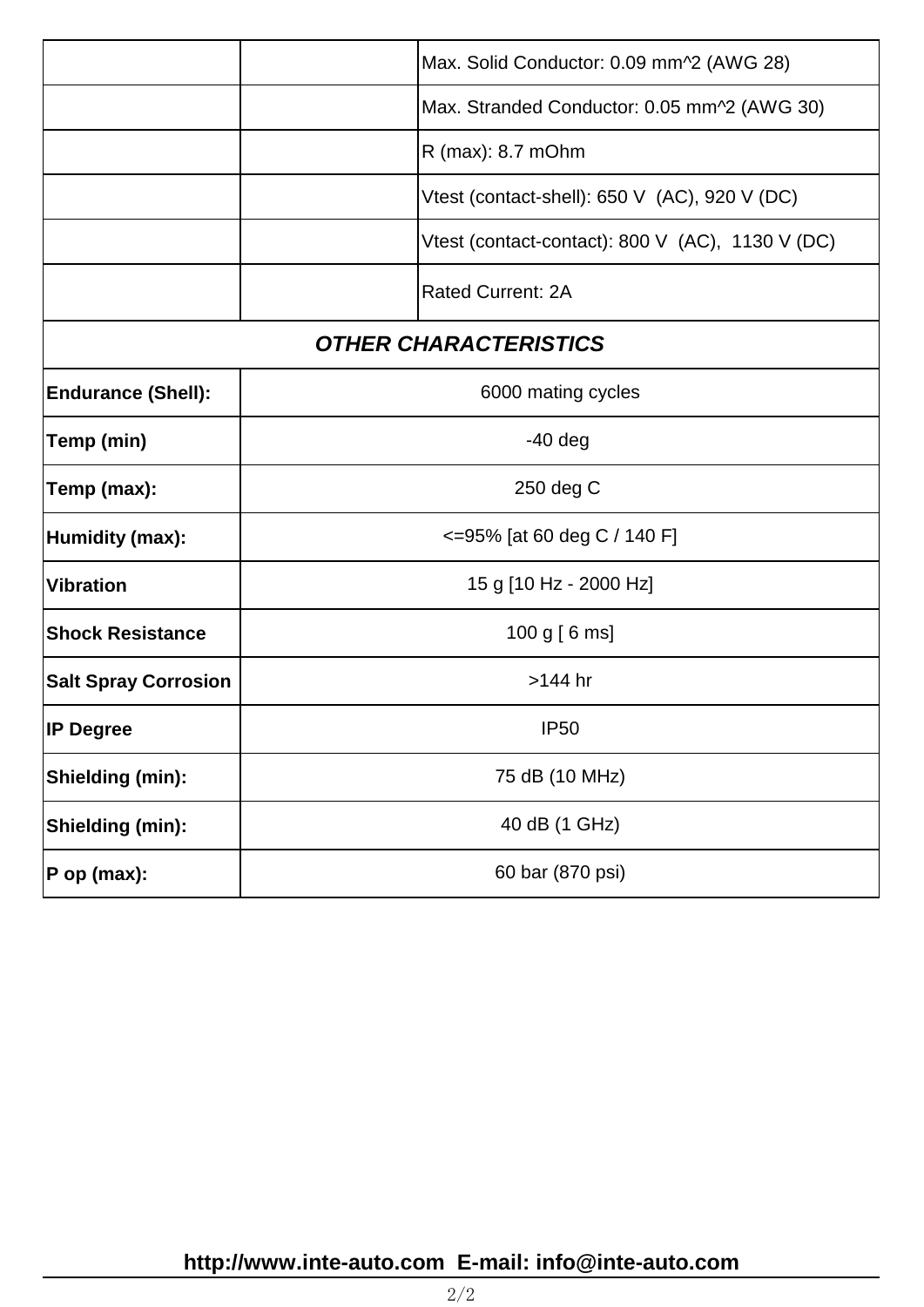| | | |
|---|---|---|
| | | Max. Solid Conductor: 0.09 mm^2 (AWG 28) |
| | | Max. Stranded Conductor: 0.05 mm^2 (AWG 30) |
| | | R (max): 8.7 mOhm |
| | | Vtest (contact-shell): 650 V (AC), 920 V (DC) |
| | | Vtest (contact-contact): 800 V (AC), 1130 V (DC) |
| | | Rated Current: 2A |

***OTHER CHARACTERISTICS***

| | |
|---|---|
| **Endurance (Shell):** | 6000 mating cycles |
| **Temp (min)** | -40 deg |
| **Temp (max):** | 250 deg C |
| **Humidity (max):** | <=95% [at 60 deg C / 140 F] |
| **Vibration** | 15 g [10 Hz - 2000 Hz] |
| **Shock Resistance** | 100 g [ 6 ms] |
| **Salt Spray Corrosion** | >144 hr |
| **IP Degree** | IP50 |
| **Shielding (min):** | 75 dB (10 MHz) |
| **Shielding (min):** | 40 dB (1 GHz) |
| **P op (max):** | 60 bar (870 psi) |

**http://www.inte-auto.com E-mail: info@inte-auto.com**